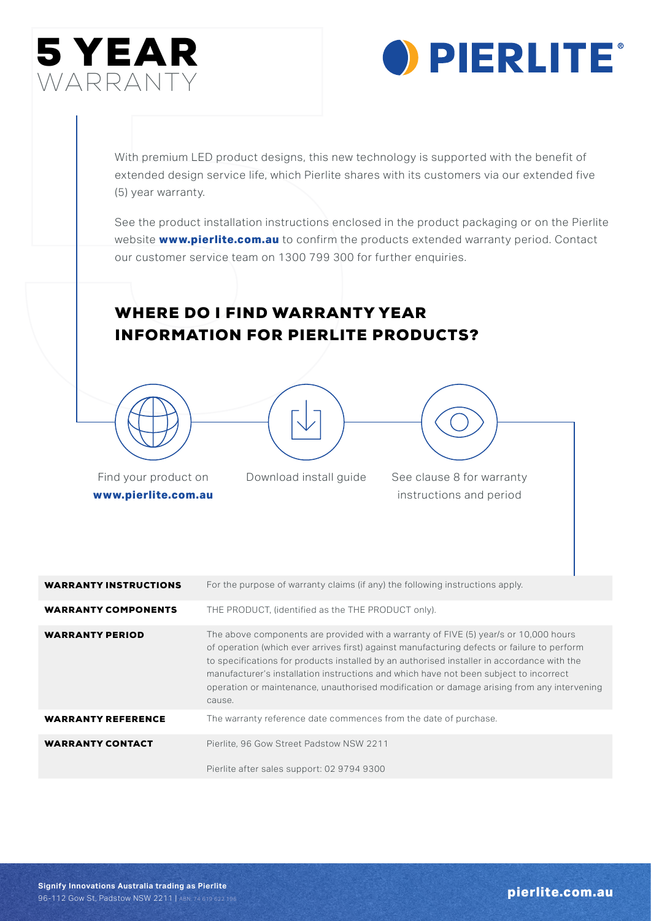# 5 YEAR WARRANTY

**PIERLITE®**

With premium LED product designs, this new technology is supported with the benefit of extended design service life, which Pierlite shares with its customers via our extended five (5) year warranty.

See the product installation instructions enclosed in the product packaging or on the Pierlite website **www.pierlite.com.au** to confirm the products extended warranty period. Contact our customer service team on 1300 799 300 for further enquiries.

## WHERE DO I FIND WARRANTY YEAR INFORMATION FOR PIERLITE PRODUCTS?

Find your product on **www.pierlite.com.au**

Download install guide

See clause 8 for warranty instructions and period

| | |
|---|---|
| **WARRANTY INSTRUCTIONS** | For the purpose of warranty claims (if any) the following instructions apply. |
| **WARRANTY COMPONENTS** | THE PRODUCT, (identified as the THE PRODUCT only). |
| **WARRANTY PERIOD** | The above components are provided with a warranty of FIVE (5) year/s or 10,000 hours of operation (which ever arrives first) against manufacturing defects or failure to perform to specifications for products installed by an authorised installer in accordance with the manufacturer's installation instructions and which have not been subject to incorrect operation or maintenance, unauthorised modification or damage arising from any intervening cause. |
| **WARRANTY REFERENCE** | The warranty reference date commences from the date of purchase. |
| **WARRANTY CONTACT** | Pierlite, 96 Gow Street Padstow NSW 2211<br><br>Pierlite after sales support: 02 9794 9300 |

**Signify Innovations Australia trading as Pierlite**
96-112 Gow St, Padstow NSW 2211 | ABN: 74 619 622 196

**pierlite.com.au**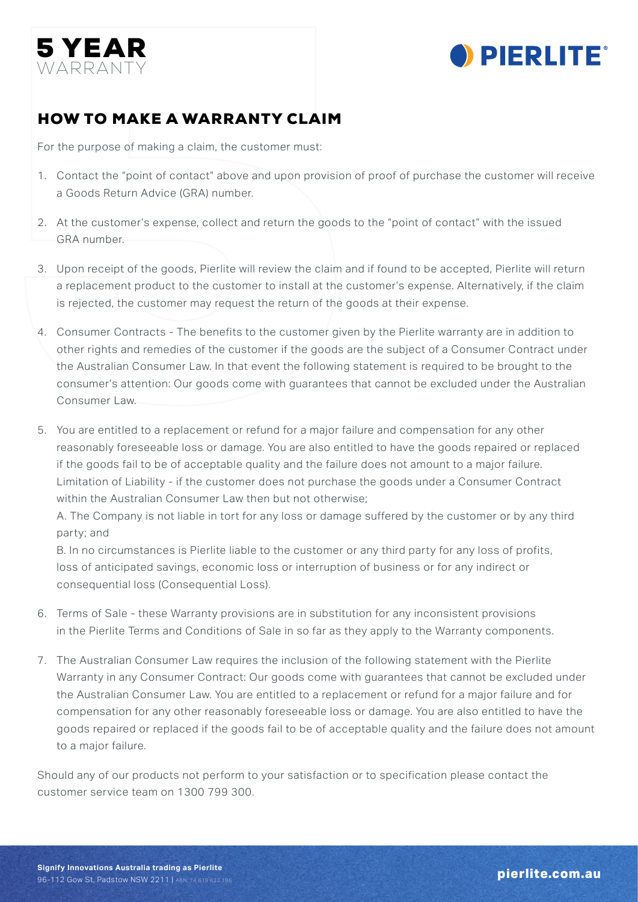# 5 YEAR WARRANTY

PIERLITE®

## HOW TO MAKE A WARRANTY CLAIM

For the purpose of making a claim, the customer must:

1. Contact the "point of contact" above and upon provision of proof of purchase the customer will receive a Goods Return Advice (GRA) number.

2. At the customer's expense, collect and return the goods to the "point of contact" with the issued GRA number.

3. Upon receipt of the goods, Pierlite will review the claim and if found to be accepted, Pierlite will return a replacement product to the customer to install at the customer's expense. Alternatively, if the claim is rejected, the customer may request the return of the goods at their expense.

4. Consumer Contracts - The benefits to the customer given by the Pierlite warranty are in addition to other rights and remedies of the customer if the goods are the subject of a Consumer Contract under the Australian Consumer Law. In that event the following statement is required to be brought to the consumer's attention: Our goods come with guarantees that cannot be excluded under the Australian Consumer Law.

5. You are entitled to a replacement or refund for a major failure and compensation for any other reasonably foreseeable loss or damage. You are also entitled to have the goods repaired or replaced if the goods fail to be of acceptable quality and the failure does not amount to a major failure. Limitation of Liability - if the customer does not purchase the goods under a Consumer Contract within the Australian Consumer Law then but not otherwise;

   A. The Company is not liable in tort for any loss or damage suffered by the customer or by any third party; and

   B. In no circumstances is Pierlite liable to the customer or any third party for any loss of profits, loss of anticipated savings, economic loss or interruption of business or for any indirect or consequential loss (Consequential Loss).

6. Terms of Sale - these Warranty provisions are in substitution for any inconsistent provisions in the Pierlite Terms and Conditions of Sale in so far as they apply to the Warranty components.

7. The Australian Consumer Law requires the inclusion of the following statement with the Pierlite Warranty in any Consumer Contract: Our goods come with guarantees that cannot be excluded under the Australian Consumer Law. You are entitled to a replacement or refund for a major failure and for compensation for any other reasonably foreseeable loss or damage. You are also entitled to have the goods repaired or replaced if the goods fail to be of acceptable quality and the failure does not amount to a major failure.

Should any of our products not perform to your satisfaction or to specification please contact the customer service team on 1300 799 300.

**Signify Innovations Australia trading as Pierlite**
96-112 Gow St, Padstow NSW 2211 | ABN: 74 619 622 196

**pierlite.com.au**